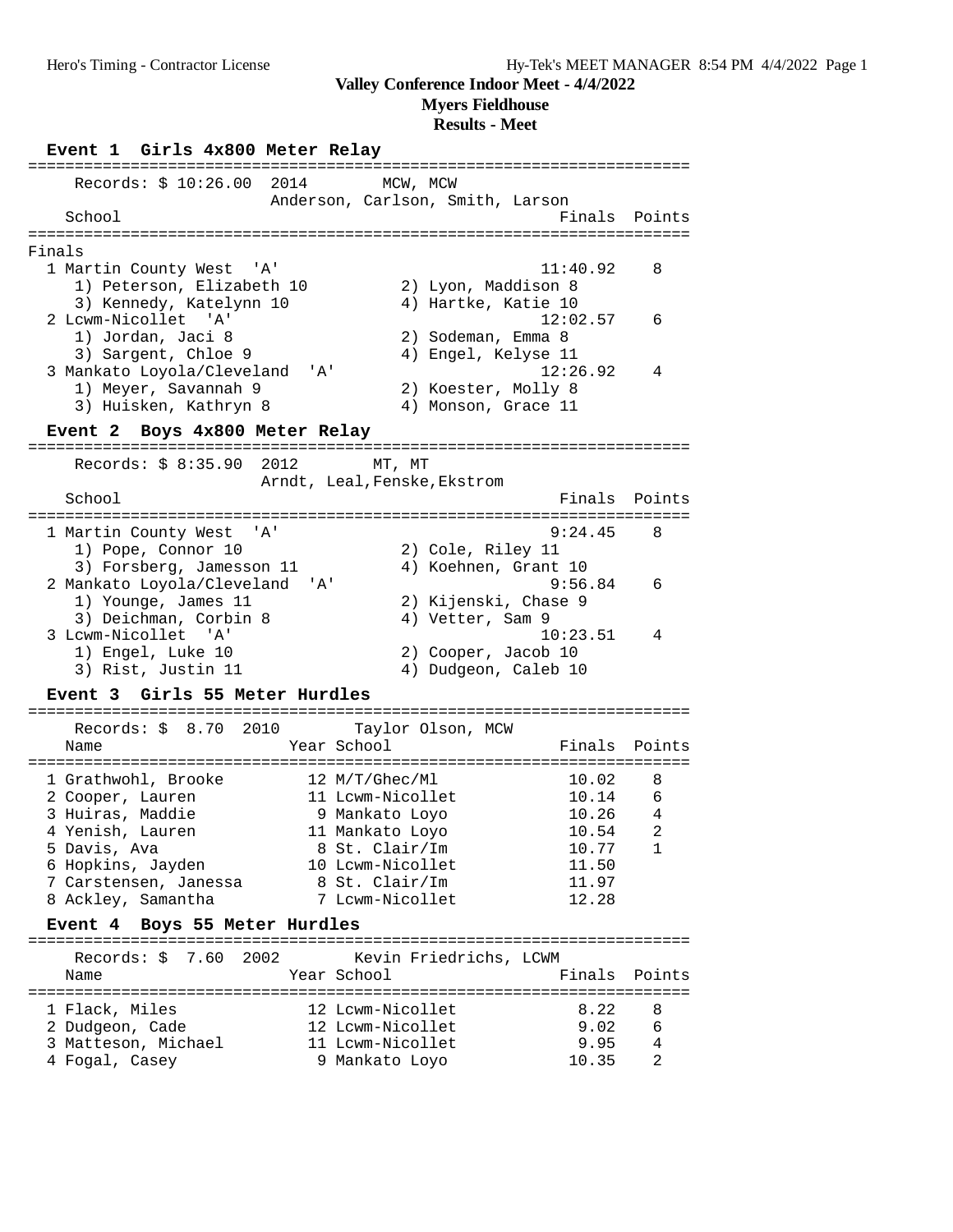# Valley Conference Indoor Meet - 4/4/2022

## Myers Fieldhouse

## Results - Meet

### Event 1 Girls 4x800 Meter Relay

Records: $ 10:26.00 2014 MCW, MCW — Anderson, Carlson, Smith, Larson

**Finals**

| Place | School | Finals | Points |
|---|---|---|---|
| 1 | Martin County West 'A' | 11:40.92 | 8 |
| | 1) Peterson, Elizabeth 10; 2) Lyon, Maddison 8; 3) Kennedy, Katelynn 10; 4) Hartke, Katie 10 | | |
| 2 | Lcwm-Nicollet 'A' | 12:02.57 | 6 |
| | 1) Jordan, Jaci 8; 2) Sodeman, Emma 8; 3) Sargent, Chloe 9; 4) Engel, Kelyse 11 | | |
| 3 | Mankato Loyola/Cleveland 'A' | 12:26.92 | 4 |
| | 1) Meyer, Savannah 9; 2) Koester, Molly 8; 3) Huisken, Kathryn 8; 4) Monson, Grace 11 | | |

### Event 2 Boys 4x800 Meter Relay

Records: $ 8:35.90 2012 MT, MT — Arndt, Leal, Fenske, Ekstrom

| Place | School | Finals | Points |
|---|---|---|---|
| 1 | Martin County West 'A' | 9:24.45 | 8 |
| | 1) Pope, Connor 10; 2) Cole, Riley 11; 3) Forsberg, Jamesson 11; 4) Koehnen, Grant 10 | | |
| 2 | Mankato Loyola/Cleveland 'A' | 9:56.84 | 6 |
| | 1) Younge, James 11; 2) Kijenski, Chase 9; 3) Deichman, Corbin 8; 4) Vetter, Sam 9 | | |
| 3 | Lcwm-Nicollet 'A' | 10:23.51 | 4 |
| | 1) Engel, Luke 10; 2) Cooper, Jacob 10; 3) Rist, Justin 11; 4) Dudgeon, Caleb 10 | | |

### Event 3 Girls 55 Meter Hurdles

Records: $ 8.70 2010 Taylor Olson, MCW

| Place | Name | Year | School | Finals | Points |
|---|---|---|---|---|---|
| 1 | Grathwohl, Brooke | 12 | M/T/Ghec/Ml | 10.02 | 8 |
| 2 | Cooper, Lauren | 11 | Lcwm-Nicollet | 10.14 | 6 |
| 3 | Huiras, Maddie | 9 | Mankato Loyo | 10.26 | 4 |
| 4 | Yenish, Lauren | 11 | Mankato Loyo | 10.54 | 2 |
| 5 | Davis, Ava | 8 | St. Clair/Im | 10.77 | 1 |
| 6 | Hopkins, Jayden | 10 | Lcwm-Nicollet | 11.50 | |
| 7 | Carstensen, Janessa | 8 | St. Clair/Im | 11.97 | |
| 8 | Ackley, Samantha | 7 | Lcwm-Nicollet | 12.28 | |

### Event 4 Boys 55 Meter Hurdles

Records: $ 7.60 2002 Kevin Friedrichs, LCWM

| Place | Name | Year | School | Finals | Points |
|---|---|---|---|---|---|
| 1 | Flack, Miles | 12 | Lcwm-Nicollet | 8.22 | 8 |
| 2 | Dudgeon, Cade | 12 | Lcwm-Nicollet | 9.02 | 6 |
| 3 | Matteson, Michael | 11 | Lcwm-Nicollet | 9.95 | 4 |
| 4 | Fogal, Casey | 9 | Mankato Loyo | 10.35 | 2 |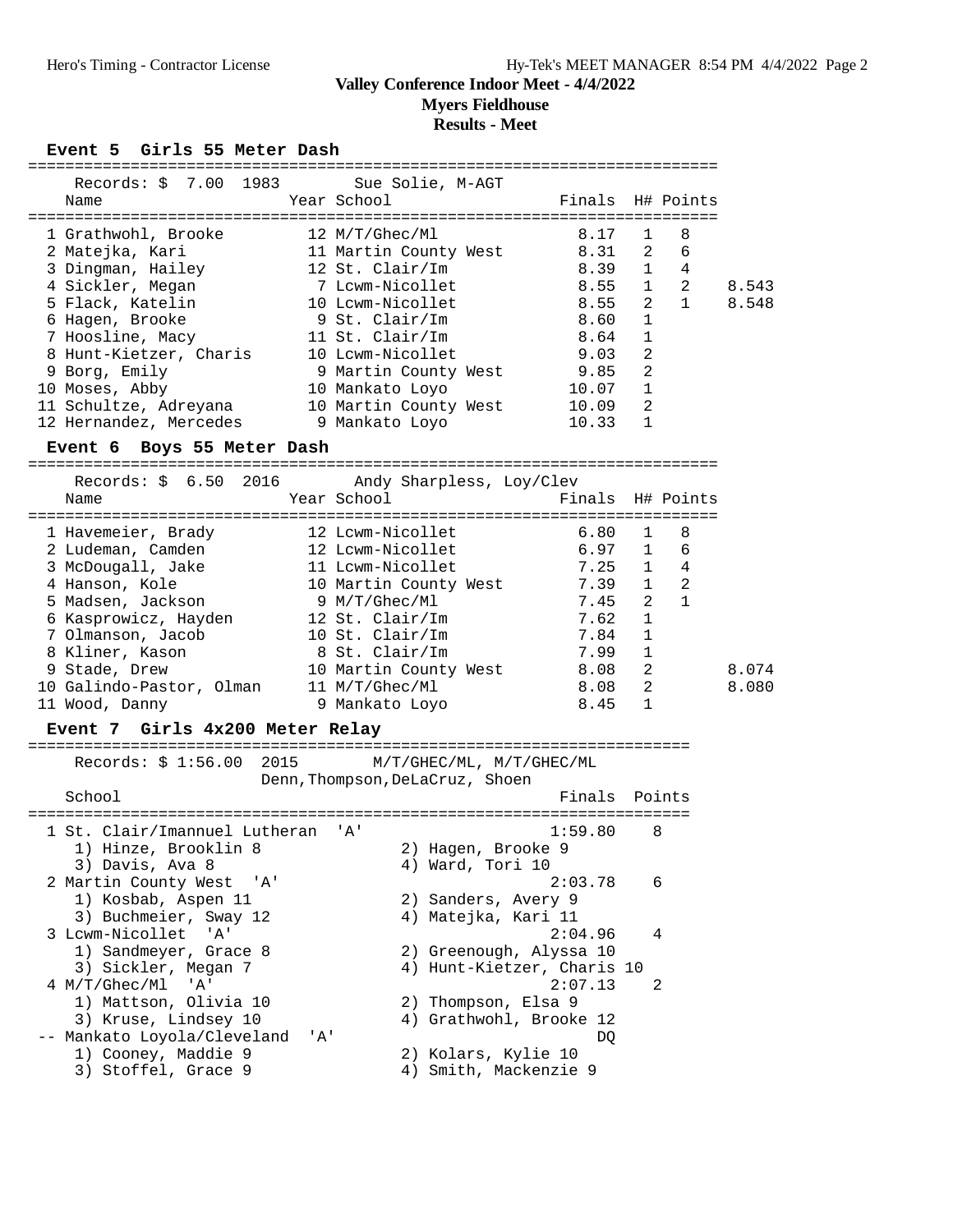## Valley Conference Indoor Meet - 4/4/2022

**Myers Fieldhouse**

**Results - Meet**

### Event 5 Girls 55 Meter Dash

Records: $ 7.00 1983 Sue Solie, M-AGT

| Place | Name | Year | School | Finals | H# | Points | |
|---|---|---|---|---|---|---|---|
| 1 | Grathwohl, Brooke | 12 | M/T/Ghec/Ml | 8.17 | 1 | 8 | |
| 2 | Matejka, Kari | 11 | Martin County West | 8.31 | 2 | 6 | |
| 3 | Dingman, Hailey | 12 | St. Clair/Im | 8.39 | 1 | 4 | |
| 4 | Sickler, Megan | 7 | Lcwm-Nicollet | 8.55 | 1 | 2 | 8.543 |
| 5 | Flack, Katelin | 10 | Lcwm-Nicollet | 8.55 | 2 | 1 | 8.548 |
| 6 | Hagen, Brooke | 9 | St. Clair/Im | 8.60 | 1 | | |
| 7 | Hoosline, Macy | 11 | St. Clair/Im | 8.64 | 1 | | |
| 8 | Hunt-Kietzer, Charis | 10 | Lcwm-Nicollet | 9.03 | 2 | | |
| 9 | Borg, Emily | 9 | Martin County West | 9.85 | 2 | | |
| 10 | Moses, Abby | 10 | Mankato Loyo | 10.07 | 1 | | |
| 11 | Schultze, Adreyana | 10 | Martin County West | 10.09 | 2 | | |
| 12 | Hernandez, Mercedes | 9 | Mankato Loyo | 10.33 | 1 | | |

### Event 6 Boys 55 Meter Dash

Records: $ 6.50 2016 Andy Sharpless, Loy/Clev

| Place | Name | Year | School | Finals | H# | Points | |
|---|---|---|---|---|---|---|---|
| 1 | Havemeier, Brady | 12 | Lcwm-Nicollet | 6.80 | 1 | 8 | |
| 2 | Ludeman, Camden | 12 | Lcwm-Nicollet | 6.97 | 1 | 6 | |
| 3 | McDougall, Jake | 11 | Lcwm-Nicollet | 7.25 | 1 | 4 | |
| 4 | Hanson, Kole | 10 | Martin County West | 7.39 | 1 | 2 | |
| 5 | Madsen, Jackson | 9 | M/T/Ghec/Ml | 7.45 | 2 | 1 | |
| 6 | Kasprowicz, Hayden | 12 | St. Clair/Im | 7.62 | 1 | | |
| 7 | Olmanson, Jacob | 10 | St. Clair/Im | 7.84 | 1 | | |
| 8 | Kliner, Kason | 8 | St. Clair/Im | 7.99 | 1 | | |
| 9 | Stade, Drew | 10 | Martin County West | 8.08 | 2 | | 8.074 |
| 10 | Galindo-Pastor, Olman | 11 | M/T/Ghec/Ml | 8.08 | 2 | | 8.080 |
| 11 | Wood, Danny | 9 | Mankato Loyo | 8.45 | 1 | | |

### Event 7 Girls 4x200 Meter Relay

Records: $ 1:56.00 2015 M/T/GHEC/ML, M/T/GHEC/ML
Denn, Thompson, DeLaCruz, Shoen

| Place | School | Finals | Points |
|---|---|---|---|
| 1 | St. Clair/Imannuel Lutheran 'A' | 1:59.80 | 8 |
| | 1) Hinze, Brooklin 8; 2) Hagen, Brooke 9; 3) Davis, Ava 8; 4) Ward, Tori 10 | | |
| 2 | Martin County West 'A' | 2:03.78 | 6 |
| | 1) Kosbab, Aspen 11; 2) Sanders, Avery 9; 3) Buchmeier, Sway 12; 4) Matejka, Kari 11 | | |
| 3 | Lcwm-Nicollet 'A' | 2:04.96 | 4 |
| | 1) Sandmeyer, Grace 8; 2) Greenough, Alyssa 10; 3) Sickler, Megan 7; 4) Hunt-Kietzer, Charis 10 | | |
| 4 | M/T/Ghec/Ml 'A' | 2:07.13 | 2 |
| | 1) Mattson, Olivia 10; 2) Thompson, Elsa 9; 3) Kruse, Lindsey 10; 4) Grathwohl, Brooke 12 | | |
| -- | Mankato Loyola/Cleveland 'A' | DQ | |
| | 1) Cooney, Maddie 9; 2) Kolars, Kylie 10; 3) Stoffel, Grace 9; 4) Smith, Mackenzie 9 | | |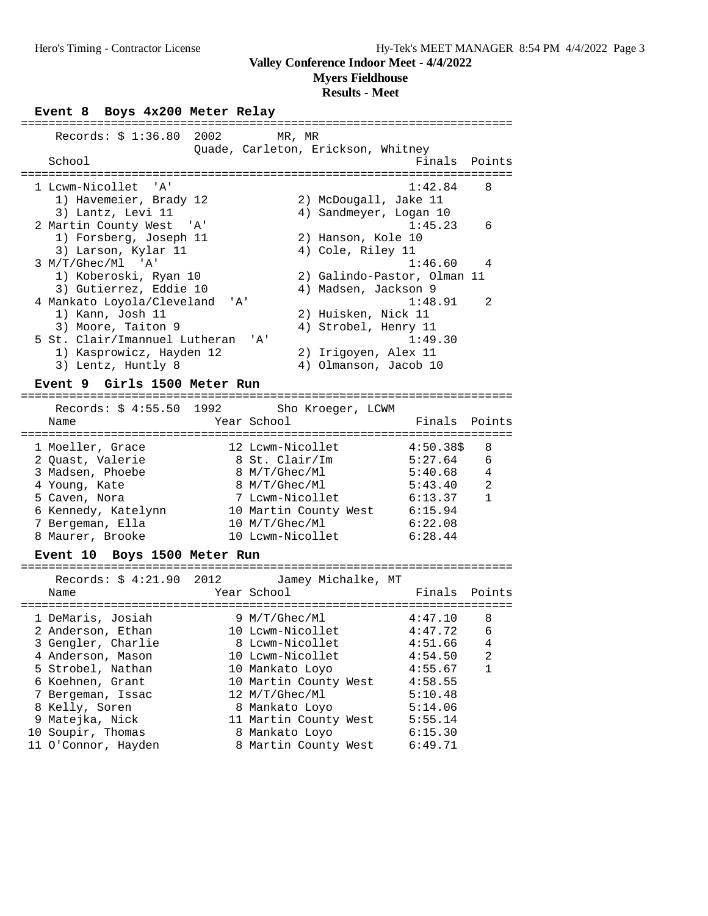# Valley Conference Indoor Meet - 4/4/2022

## Myers Fieldhouse

### Results - Meet

### Event 8 Boys 4x200 Meter Relay

Records: $ 1:36.80 2002 MR, MR
Quade, Carleton, Erickson, Whitney

| Place | School | Finals | Points |
|---|---|---|---|
| 1 | Lcwm-Nicollet 'A' | 1:42.84 | 8 |
| | 1) Havemeier, Brady 12; 2) McDougall, Jake 11; 3) Lantz, Levi 11; 4) Sandmeyer, Logan 10 | | |
| 2 | Martin County West 'A' | 1:45.23 | 6 |
| | 1) Forsberg, Joseph 11; 2) Hanson, Kole 10; 3) Larson, Kylar 11; 4) Cole, Riley 11 | | |
| 3 | M/T/Ghec/Ml 'A' | 1:46.60 | 4 |
| | 1) Koberoski, Ryan 10; 2) Galindo-Pastor, Olman 11; 3) Gutierrez, Eddie 10; 4) Madsen, Jackson 9 | | |
| 4 | Mankato Loyola/Cleveland 'A' | 1:48.91 | 2 |
| | 1) Kann, Josh 11; 2) Huisken, Nick 11; 3) Moore, Taiton 9; 4) Strobel, Henry 11 | | |
| 5 | St. Clair/Imannuel Lutheran 'A' | 1:49.30 | |
| | 1) Kasprowicz, Hayden 12; 2) Irigoyen, Alex 11; 3) Lentz, Huntly 8; 4) Olmanson, Jacob 10 | | |

### Event 9 Girls 1500 Meter Run

Records: $ 4:55.50 1992 Sho Kroeger, LCWM

| Place | Name | Year | School | Finals | Points |
|---|---|---|---|---|---|
| 1 | Moeller, Grace | 12 | Lcwm-Nicollet | 4:50.38$ | 8 |
| 2 | Quast, Valerie | 8 | St. Clair/Im | 5:27.64 | 6 |
| 3 | Madsen, Phoebe | 8 | M/T/Ghec/Ml | 5:40.68 | 4 |
| 4 | Young, Kate | 8 | M/T/Ghec/Ml | 5:43.40 | 2 |
| 5 | Caven, Nora | 7 | Lcwm-Nicollet | 6:13.37 | 1 |
| 6 | Kennedy, Katelynn | 10 | Martin County West | 6:15.94 | |
| 7 | Bergeman, Ella | 10 | M/T/Ghec/Ml | 6:22.08 | |
| 8 | Maurer, Brooke | 10 | Lcwm-Nicollet | 6:28.44 | |

### Event 10 Boys 1500 Meter Run

Records: $ 4:21.90 2012 Jamey Michalke, MT

| Place | Name | Year | School | Finals | Points |
|---|---|---|---|---|---|
| 1 | DeMaris, Josiah | 9 | M/T/Ghec/Ml | 4:47.10 | 8 |
| 2 | Anderson, Ethan | 10 | Lcwm-Nicollet | 4:47.72 | 6 |
| 3 | Gengler, Charlie | 8 | Lcwm-Nicollet | 4:51.66 | 4 |
| 4 | Anderson, Mason | 10 | Lcwm-Nicollet | 4:54.50 | 2 |
| 5 | Strobel, Nathan | 10 | Mankato Loyo | 4:55.67 | 1 |
| 6 | Koehnen, Grant | 10 | Martin County West | 4:58.55 | |
| 7 | Bergeman, Issac | 12 | M/T/Ghec/Ml | 5:10.48 | |
| 8 | Kelly, Soren | 8 | Mankato Loyo | 5:14.06 | |
| 9 | Matejka, Nick | 11 | Martin County West | 5:55.14 | |
| 10 | Soupir, Thomas | 8 | Mankato Loyo | 6:15.30 | |
| 11 | O'Connor, Hayden | 8 | Martin County West | 6:49.71 | |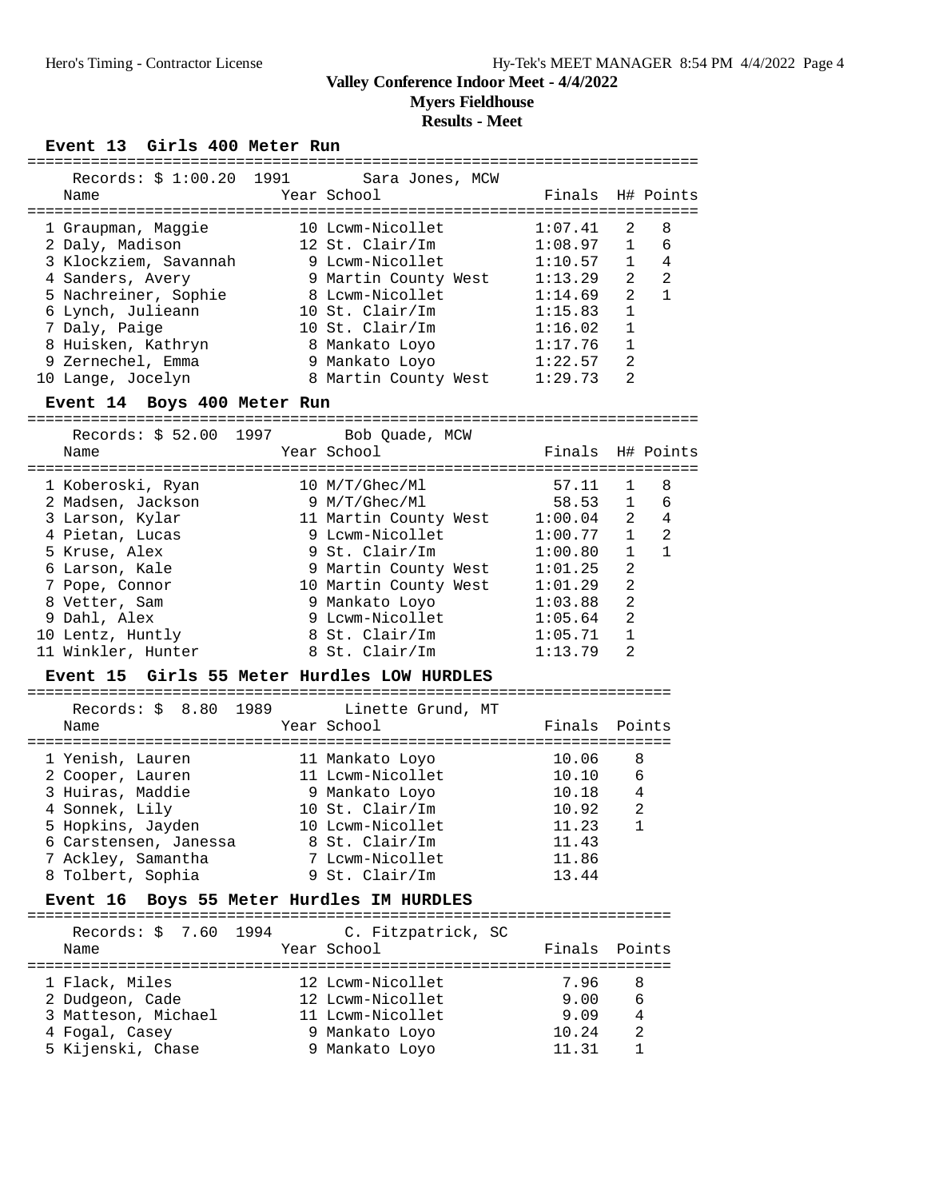# Valley Conference Indoor Meet - 4/4/2022

## Myers Fieldhouse

## Results - Meet

### Event 13 Girls 400 Meter Run

Records: $ 1:00.20 1991 Sara Jones, MCW

| Place | Name | Year | School | Finals | H# | Points |
|---|---|---|---|---|---|---|
| 1 | Graupman, Maggie | 10 | Lcwm-Nicollet | 1:07.41 | 2 | 8 |
| 2 | Daly, Madison | 12 | St. Clair/Im | 1:08.97 | 1 | 6 |
| 3 | Klockziem, Savannah | 9 | Lcwm-Nicollet | 1:10.57 | 1 | 4 |
| 4 | Sanders, Avery | 9 | Martin County West | 1:13.29 | 2 | 2 |
| 5 | Nachreiner, Sophie | 8 | Lcwm-Nicollet | 1:14.69 | 2 | 1 |
| 6 | Lynch, Julieann | 10 | St. Clair/Im | 1:15.83 | 1 | |
| 7 | Daly, Paige | 10 | St. Clair/Im | 1:16.02 | 1 | |
| 8 | Huisken, Kathryn | 8 | Mankato Loyo | 1:17.76 | 1 | |
| 9 | Zernechel, Emma | 9 | Mankato Loyo | 1:22.57 | 2 | |
| 10 | Lange, Jocelyn | 8 | Martin County West | 1:29.73 | 2 | |

### Event 14 Boys 400 Meter Run

Records: $ 52.00 1997 Bob Quade, MCW

| Place | Name | Year | School | Finals | H# | Points |
|---|---|---|---|---|---|---|
| 1 | Koberoski, Ryan | 10 | M/T/Ghec/Ml | 57.11 | 1 | 8 |
| 2 | Madsen, Jackson | 9 | M/T/Ghec/Ml | 58.53 | 1 | 6 |
| 3 | Larson, Kylar | 11 | Martin County West | 1:00.04 | 2 | 4 |
| 4 | Pietan, Lucas | 9 | Lcwm-Nicollet | 1:00.77 | 1 | 2 |
| 5 | Kruse, Alex | 9 | St. Clair/Im | 1:00.80 | 1 | 1 |
| 6 | Larson, Kale | 9 | Martin County West | 1:01.25 | 2 | |
| 7 | Pope, Connor | 10 | Martin County West | 1:01.29 | 2 | |
| 8 | Vetter, Sam | 9 | Mankato Loyo | 1:03.88 | 2 | |
| 9 | Dahl, Alex | 9 | Lcwm-Nicollet | 1:05.64 | 2 | |
| 10 | Lentz, Huntly | 8 | St. Clair/Im | 1:05.71 | 1 | |
| 11 | Winkler, Hunter | 8 | St. Clair/Im | 1:13.79 | 2 | |

### Event 15 Girls 55 Meter Hurdles LOW HURDLES

Records: $ 8.80 1989 Linette Grund, MT

| Place | Name | Year | School | Finals | Points |
|---|---|---|---|---|---|
| 1 | Yenish, Lauren | 11 | Mankato Loyo | 10.06 | 8 |
| 2 | Cooper, Lauren | 11 | Lcwm-Nicollet | 10.10 | 6 |
| 3 | Huiras, Maddie | 9 | Mankato Loyo | 10.18 | 4 |
| 4 | Sonnek, Lily | 10 | St. Clair/Im | 10.92 | 2 |
| 5 | Hopkins, Jayden | 10 | Lcwm-Nicollet | 11.23 | 1 |
| 6 | Carstensen, Janessa | 8 | St. Clair/Im | 11.43 | |
| 7 | Ackley, Samantha | 7 | Lcwm-Nicollet | 11.86 | |
| 8 | Tolbert, Sophia | 9 | St. Clair/Im | 13.44 | |

### Event 16 Boys 55 Meter Hurdles IM HURDLES

Records: $ 7.60 1994 C. Fitzpatrick, SC

| Place | Name | Year | School | Finals | Points |
|---|---|---|---|---|---|
| 1 | Flack, Miles | 12 | Lcwm-Nicollet | 7.96 | 8 |
| 2 | Dudgeon, Cade | 12 | Lcwm-Nicollet | 9.00 | 6 |
| 3 | Matteson, Michael | 11 | Lcwm-Nicollet | 9.09 | 4 |
| 4 | Fogal, Casey | 9 | Mankato Loyo | 10.24 | 2 |
| 5 | Kijenski, Chase | 9 | Mankato Loyo | 11.31 | 1 |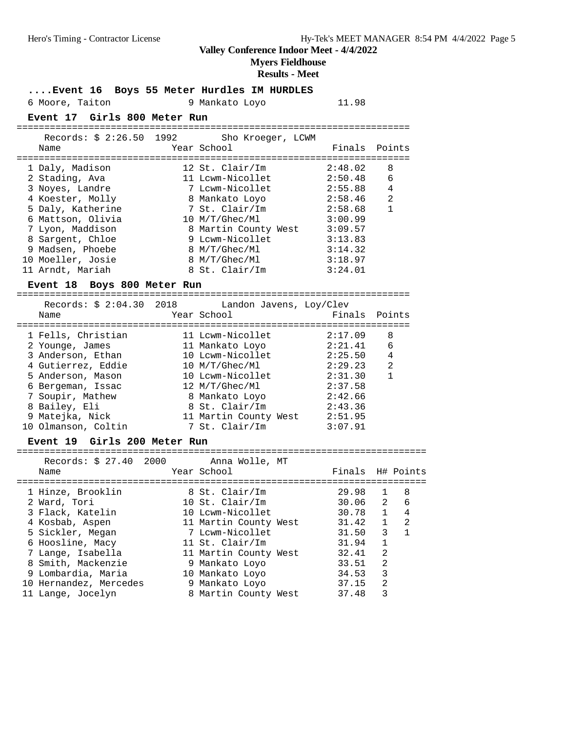## Valley Conference Indoor Meet - 4/4/2022

### Myers Fieldhouse

### Results - Meet

### ....Event 16 Boys 55 Meter Hurdles IM HURDLES

| Place | Name | Year | School | Finals |
|---|---|---|---|---|
| 6 | Moore, Taiton | 9 | Mankato Loyo | 11.98 |

### Event 17 Girls 800 Meter Run

Records: $ 2:26.50 1992 Sho Kroeger, LCWM

| Place | Name | Year | School | Finals | Points |
|---|---|---|---|---|---|
| 1 | Daly, Madison | 12 | St. Clair/Im | 2:48.02 | 8 |
| 2 | Stading, Ava | 11 | Lcwm-Nicollet | 2:50.48 | 6 |
| 3 | Noyes, Landre | 7 | Lcwm-Nicollet | 2:55.88 | 4 |
| 4 | Koester, Molly | 8 | Mankato Loyo | 2:58.46 | 2 |
| 5 | Daly, Katherine | 7 | St. Clair/Im | 2:58.68 | 1 |
| 6 | Mattson, Olivia | 10 | M/T/Ghec/Ml | 3:00.99 | |
| 7 | Lyon, Maddison | 8 | Martin County West | 3:09.57 | |
| 8 | Sargent, Chloe | 9 | Lcwm-Nicollet | 3:13.83 | |
| 9 | Madsen, Phoebe | 8 | M/T/Ghec/Ml | 3:14.32 | |
| 10 | Moeller, Josie | 8 | M/T/Ghec/Ml | 3:18.97 | |
| 11 | Arndt, Mariah | 8 | St. Clair/Im | 3:24.01 | |

### Event 18 Boys 800 Meter Run

Records: $ 2:04.30 2018 Landon Javens, Loy/Clev

| Place | Name | Year | School | Finals | Points |
|---|---|---|---|---|---|
| 1 | Fells, Christian | 11 | Lcwm-Nicollet | 2:17.09 | 8 |
| 2 | Younge, James | 11 | Mankato Loyo | 2:21.41 | 6 |
| 3 | Anderson, Ethan | 10 | Lcwm-Nicollet | 2:25.50 | 4 |
| 4 | Gutierrez, Eddie | 10 | M/T/Ghec/Ml | 2:29.23 | 2 |
| 5 | Anderson, Mason | 10 | Lcwm-Nicollet | 2:31.30 | 1 |
| 6 | Bergeman, Issac | 12 | M/T/Ghec/Ml | 2:37.58 | |
| 7 | Soupir, Mathew | 8 | Mankato Loyo | 2:42.66 | |
| 8 | Bailey, Eli | 8 | St. Clair/Im | 2:43.36 | |
| 9 | Matejka, Nick | 11 | Martin County West | 2:51.95 | |
| 10 | Olmanson, Coltin | 7 | St. Clair/Im | 3:07.91 | |

### Event 19 Girls 200 Meter Run

Records: $ 27.40 2000 Anna Wolle, MT

| Place | Name | Year | School | Finals | H# | Points |
|---|---|---|---|---|---|---|
| 1 | Hinze, Brooklin | 8 | St. Clair/Im | 29.98 | 1 | 8 |
| 2 | Ward, Tori | 10 | St. Clair/Im | 30.06 | 2 | 6 |
| 3 | Flack, Katelin | 10 | Lcwm-Nicollet | 30.78 | 1 | 4 |
| 4 | Kosbab, Aspen | 11 | Martin County West | 31.42 | 1 | 2 |
| 5 | Sickler, Megan | 7 | Lcwm-Nicollet | 31.50 | 3 | 1 |
| 6 | Hoosline, Macy | 11 | St. Clair/Im | 31.94 | 1 | |
| 7 | Lange, Isabella | 11 | Martin County West | 32.41 | 2 | |
| 8 | Smith, Mackenzie | 9 | Mankato Loyo | 33.51 | 2 | |
| 9 | Lombardia, Maria | 10 | Mankato Loyo | 34.53 | 3 | |
| 10 | Hernandez, Mercedes | 9 | Mankato Loyo | 37.15 | 2 | |
| 11 | Lange, Jocelyn | 8 | Martin County West | 37.48 | 3 | |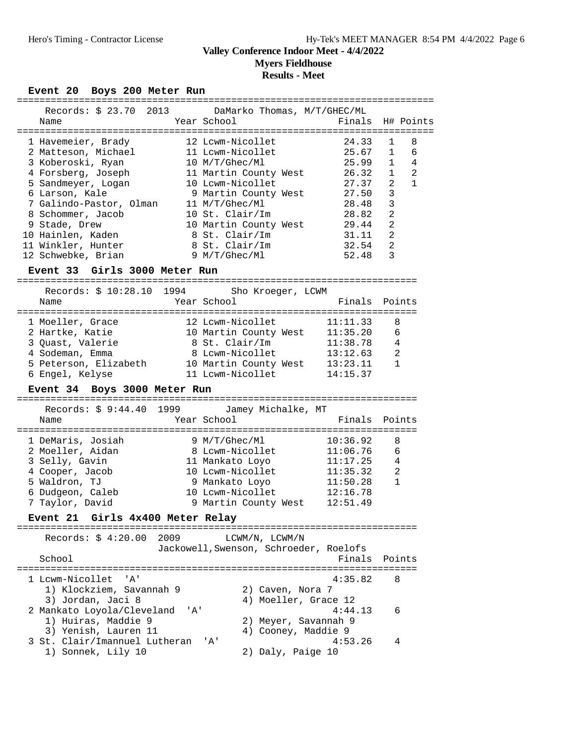# Valley Conference Indoor Meet - 4/4/2022

## Myers Fieldhouse

## Results - Meet

### Event 20 Boys 200 Meter Run

Records: $ 23.70 2013 DaMarko Thomas, M/T/GHEC/ML

| Place | Name | Year | School | Finals | H# | Points |
|---|---|---|---|---|---|---|
| 1 | Havemeier, Brady | 12 | Lcwm-Nicollet | 24.33 | 1 | 8 |
| 2 | Matteson, Michael | 11 | Lcwm-Nicollet | 25.67 | 1 | 6 |
| 3 | Koberoski, Ryan | 10 | M/T/Ghec/Ml | 25.99 | 1 | 4 |
| 4 | Forsberg, Joseph | 11 | Martin County West | 26.32 | 1 | 2 |
| 5 | Sandmeyer, Logan | 10 | Lcwm-Nicollet | 27.37 | 2 | 1 |
| 6 | Larson, Kale | 9 | Martin County West | 27.50 | 3 | |
| 7 | Galindo-Pastor, Olman | 11 | M/T/Ghec/Ml | 28.48 | 3 | |
| 8 | Schommer, Jacob | 10 | St. Clair/Im | 28.82 | 2 | |
| 9 | Stade, Drew | 10 | Martin County West | 29.44 | 2 | |
| 10 | Hainlen, Kaden | 8 | St. Clair/Im | 31.11 | 2 | |
| 11 | Winkler, Hunter | 8 | St. Clair/Im | 32.54 | 2 | |
| 12 | Schwebke, Brian | 9 | M/T/Ghec/Ml | 52.48 | 3 | |

### Event 33 Girls 3000 Meter Run

Records: $ 10:28.10 1994 Sho Kroeger, LCWM

| Place | Name | Year | School | Finals | Points |
|---|---|---|---|---|---|
| 1 | Moeller, Grace | 12 | Lcwm-Nicollet | 11:11.33 | 8 |
| 2 | Hartke, Katie | 10 | Martin County West | 11:35.20 | 6 |
| 3 | Quast, Valerie | 8 | St. Clair/Im | 11:38.78 | 4 |
| 4 | Sodeman, Emma | 8 | Lcwm-Nicollet | 13:12.63 | 2 |
| 5 | Peterson, Elizabeth | 10 | Martin County West | 13:23.11 | 1 |
| 6 | Engel, Kelyse | 11 | Lcwm-Nicollet | 14:15.37 | |

### Event 34 Boys 3000 Meter Run

Records: $ 9:44.40 1999 Jamey Michalke, MT

| Place | Name | Year | School | Finals | Points |
|---|---|---|---|---|---|
| 1 | DeMaris, Josiah | 9 | M/T/Ghec/Ml | 10:36.92 | 8 |
| 2 | Moeller, Aidan | 8 | Lcwm-Nicollet | 11:06.76 | 6 |
| 3 | Selly, Gavin | 11 | Mankato Loyo | 11:17.25 | 4 |
| 4 | Cooper, Jacob | 10 | Lcwm-Nicollet | 11:35.32 | 2 |
| 5 | Waldron, TJ | 9 | Mankato Loyo | 11:50.28 | 1 |
| 6 | Dudgeon, Caleb | 10 | Lcwm-Nicollet | 12:16.78 | |
| 7 | Taylor, David | 9 | Martin County West | 12:51.49 | |

### Event 21 Girls 4x400 Meter Relay

Records: $ 4:20.00 2009 LCWM/N, LCWM/N
Jackowell, Swenson, Schroeder, Roelofs

| Place | School | Finals | Points |
|---|---|---|---|
| 1 | Lcwm-Nicollet 'A' | 4:35.82 | 8 |
| | 1) Klockziem, Savannah 9; 2) Caven, Nora 7; 3) Jordan, Jaci 8; 4) Moeller, Grace 12 | | |
| 2 | Mankato Loyola/Cleveland 'A' | 4:44.13 | 6 |
| | 1) Huiras, Maddie 9; 2) Meyer, Savannah 9; 3) Yenish, Lauren 11; 4) Cooney, Maddie 9 | | |
| 3 | St. Clair/Imannuel Lutheran 'A' | 4:53.26 | 4 |
| | 1) Sonnek, Lily 10; 2) Daly, Paige 10 | | |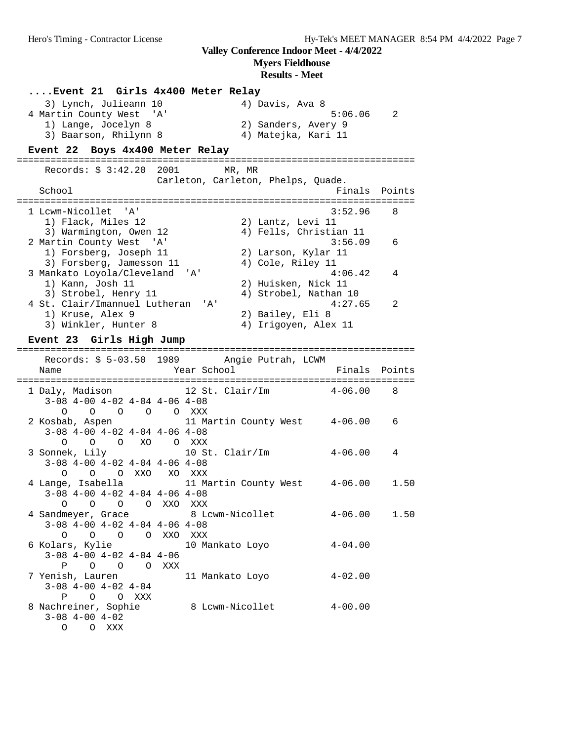Valley Conference Indoor Meet - 4/4/2022

Myers Fieldhouse

Results - Meet

### ....Event 21 Girls 4x400 Meter Relay

```
   3) Lynch, Julieann 10            4) Davis, Ava 8
 4 Martin County West  'A'                              5:06.06    2
   1) Lange, Jocelyn 8              2) Sanders, Avery 9
   3) Baarson, Rhilynn 8            4) Matejka, Kari 11
```

### Event 22 Boys 4x400 Meter Relay

```
=======================================================================
   Records: $ 3:42.20  2001       MR, MR
                    Carleton, Carleton, Phelps, Quade.
  School                                               Finals  Points
=======================================================================
 1 Lcwm-Nicollet  'A'                                  3:52.96    8
   1) Flack, Miles 12               2) Lantz, Levi 11
   3) Warmington, Owen 12           4) Fells, Christian 11
 2 Martin County West  'A'                             3:56.09    6
   1) Forsberg, Joseph 11           2) Larson, Kylar 11
   3) Forsberg, Jamesson 11         4) Cole, Riley 11
 3 Mankato Loyola/Cleveland  'A'                       4:06.42    4
   1) Kann, Josh 11                 2) Huisken, Nick 11
   3) Strobel, Henry 11             4) Strobel, Nathan 10
 4 St. Clair/Imannuel Lutheran  'A'                    4:27.65    2
   1) Kruse, Alex 9                 2) Bailey, Eli 8
   3) Winkler, Hunter 8             4) Irigoyen, Alex 11
```

### Event 23 Girls High Jump

```
=======================================================================
   Records: $ 5-03.50  1989        Angie Putrah, LCWM
  Name                    Year School                  Finals  Points
=======================================================================
 1 Daly, Madison           12 St. Clair/Im            4-06.00    8
    3-08 4-00 4-02 4-04 4-06 4-08
       O    O    O    O    O  XXX
 2 Kosbab, Aspen           11 Martin County West      4-06.00    6
    3-08 4-00 4-02 4-04 4-06 4-08
       O    O    O   XO    O  XXX
 3 Sonnek, Lily            10 St. Clair/Im            4-06.00    4
    3-08 4-00 4-02 4-04 4-06 4-08
       O    O    O  XXO   XO  XXX
 4 Lange, Isabella         11 Martin County West      4-06.00    1.50
    3-08 4-00 4-02 4-04 4-06 4-08
       O    O    O    O  XXO  XXX
 4 Sandmeyer, Grace         8 Lcwm-Nicollet           4-06.00    1.50
    3-08 4-00 4-02 4-04 4-06 4-08
       O    O    O    O  XXO  XXX
 6 Kolars, Kylie           10 Mankato Loyo            4-04.00
    3-08 4-00 4-02 4-04 4-06
       P    O    O    O  XXX
 7 Yenish, Lauren          11 Mankato Loyo            4-02.00
    3-08 4-00 4-02 4-04
       P    O    O  XXX
 8 Nachreiner, Sophie       8 Lcwm-Nicollet           4-00.00
    3-08 4-00 4-02
       O    O  XXX
```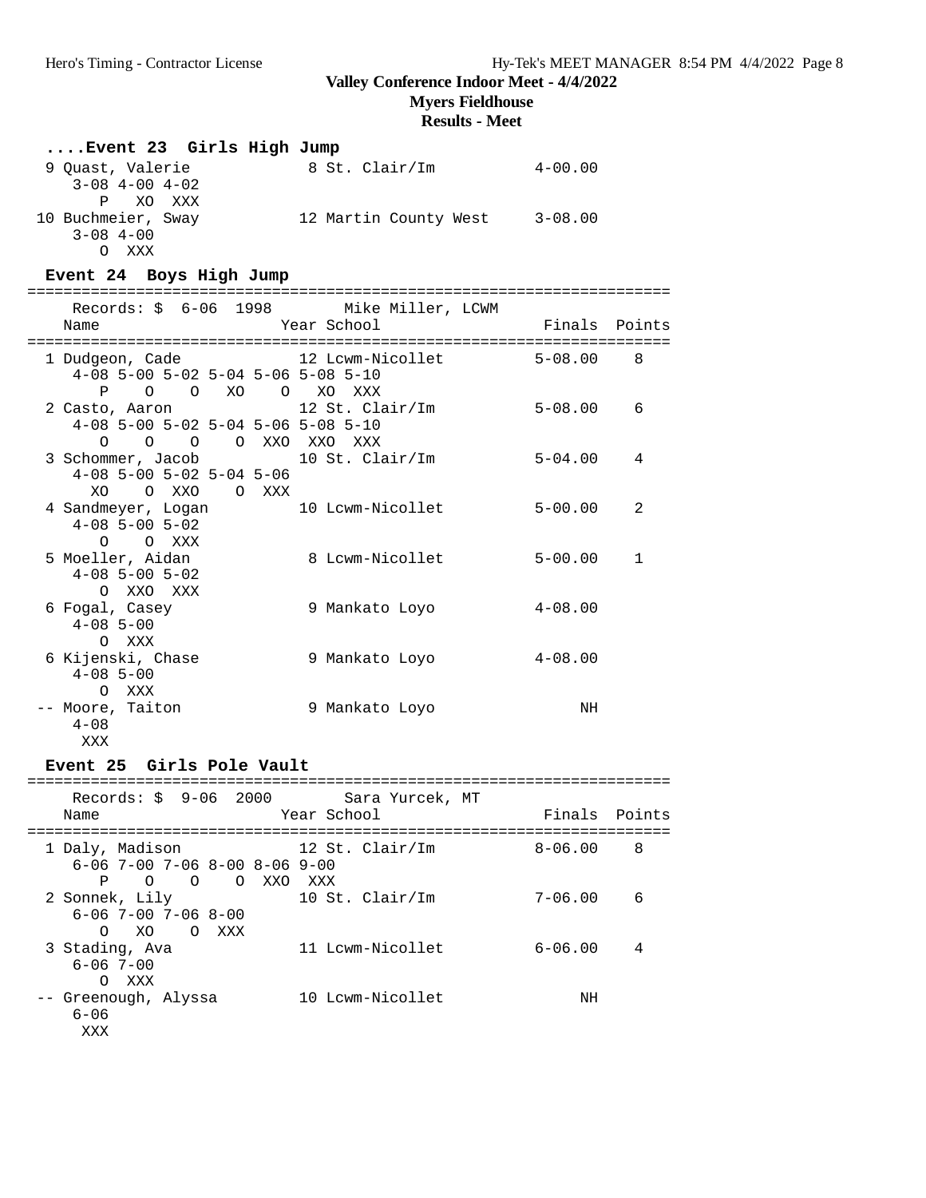# Valley Conference Indoor Meet - 4/4/2022

## Myers Fieldhouse

### Results - Meet

```
....Event 23  Girls High Jump
  9 Quast, Valerie           8 St. Clair/Im          4-00.00
     3-08 4-00 4-02
        P   XO  XXX
 10 Buchmeier, Sway         12 Martin County West    3-08.00
     3-08 4-00
        O  XXX
```

```
Event 24  Boys High Jump
=======================================================================
    Records: $  6-06  1998        Mike Miller, LCWM
   Name                    Year School                 Finals  Points
=======================================================================
  1 Dudgeon, Cade           12 Lcwm-Nicollet          5-08.00    8
     4-08 5-00 5-02 5-04 5-06 5-08 5-10
        P    O    O   XO    O   XO  XXX
  2 Casto, Aaron            12 St. Clair/Im           5-08.00    6
     4-08 5-00 5-02 5-04 5-06 5-08 5-10
        O    O    O    O  XXO  XXO  XXX
  3 Schommer, Jacob         10 St. Clair/Im           5-04.00    4
     4-08 5-00 5-02 5-04 5-06
       XO    O  XXO    O  XXX
  4 Sandmeyer, Logan        10 Lcwm-Nicollet          5-00.00    2
     4-08 5-00 5-02
        O    O  XXX
  5 Moeller, Aidan           8 Lcwm-Nicollet          5-00.00    1
     4-08 5-00 5-02
        O  XXO  XXX
  6 Fogal, Casey             9 Mankato Loyo           4-08.00
     4-08 5-00
        O  XXX
  6 Kijenski, Chase          9 Mankato Loyo           4-08.00
     4-08 5-00
        O  XXX
 -- Moore, Taiton            9 Mankato Loyo                NH
     4-08
      XXX
```

```
Event 25  Girls Pole Vault
=======================================================================
    Records: $  9-06  2000        Sara Yurcek, MT
   Name                    Year School                 Finals  Points
=======================================================================
  1 Daly, Madison           12 St. Clair/Im           8-06.00    8
     6-06 7-00 7-06 8-00 8-06 9-00
        P    O    O    O  XXO  XXX
  2 Sonnek, Lily            10 St. Clair/Im           7-06.00    6
     6-06 7-00 7-06 8-00
        O   XO    O  XXX
  3 Stading, Ava            11 Lcwm-Nicollet          6-06.00    4
     6-06 7-00
        O  XXX
 -- Greenough, Alyssa       10 Lcwm-Nicollet               NH
     6-06
      XXX
```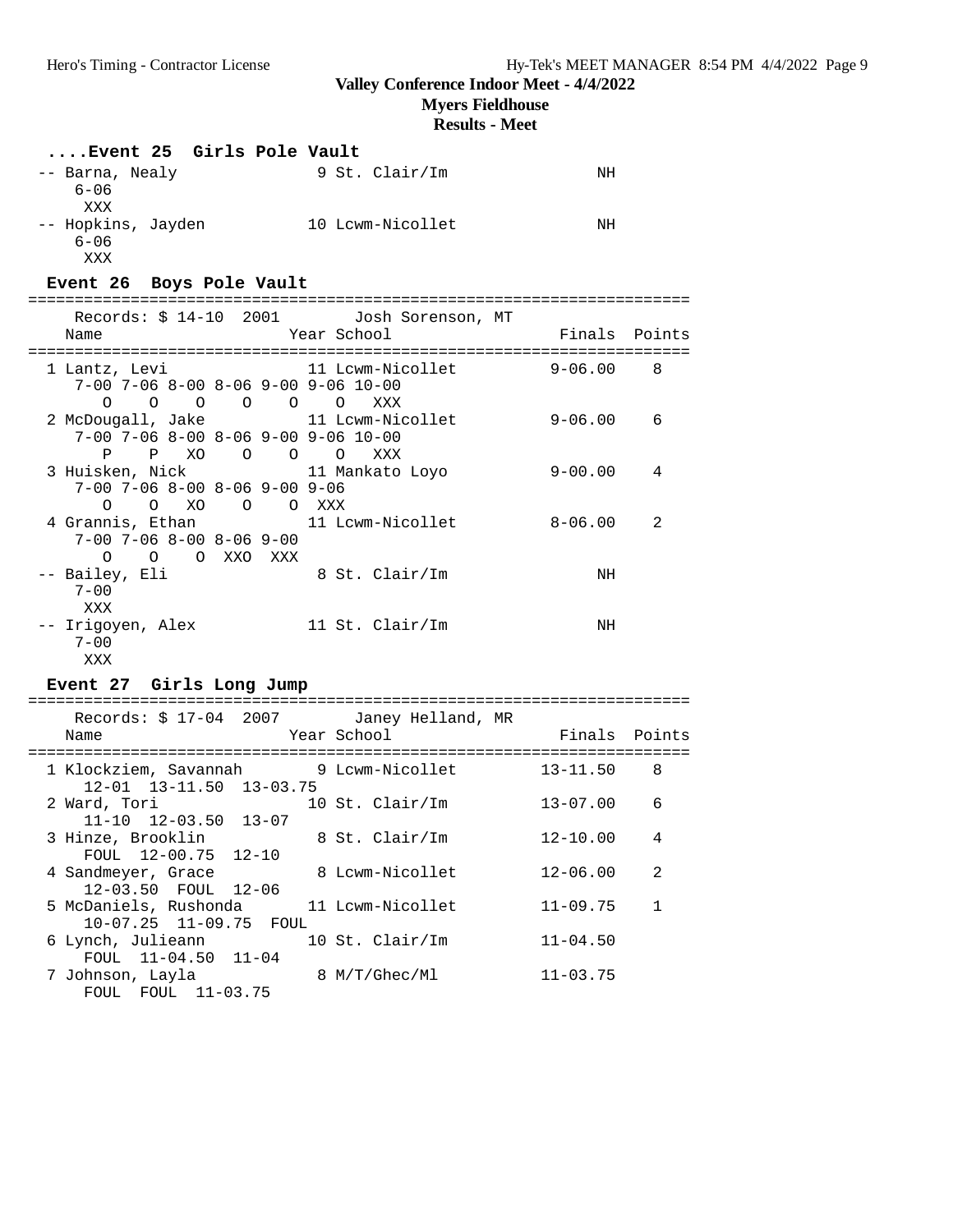Valley Conference Indoor Meet - 4/4/2022

Myers Fieldhouse

Results - Meet

### ....Event 25 Girls Pole Vault

```
-- Barna, Nealy               9 St. Clair/Im                NH
    6-06
     XXX
-- Hopkins, Jayden           10 Lcwm-Nicollet               NH
    6-06
     XXX
```

### Event 26 Boys Pole Vault

```
=======================================================================
    Records: $ 14-10  2001        Josh Sorenson, MT
    Name                    Year School                 Finals  Points
=======================================================================
  1 Lantz, Levi                11 Lcwm-Nicollet        9-06.00    8
     7-00 7-06 8-00 8-06 9-00 9-06 10-00
       O    O    O    O    O    O   XXX
  2 McDougall, Jake            11 Lcwm-Nicollet        9-06.00    6
     7-00 7-06 8-00 8-06 9-00 9-06 10-00
       P    P   XO    O    O    O   XXX
  3 Huisken, Nick              11 Mankato Loyo         9-00.00    4
     7-00 7-06 8-00 8-06 9-00 9-06
       O    O   XO    O    O  XXX
  4 Grannis, Ethan             11 Lcwm-Nicollet        8-06.00    2
     7-00 7-06 8-00 8-06 9-00
       O    O    O  XXO  XXX
 -- Bailey, Eli                 8 St. Clair/Im              NH
     7-00
      XXX
 -- Irigoyen, Alex             11 St. Clair/Im              NH
     7-00
      XXX
```

### Event 27 Girls Long Jump

```
=======================================================================
    Records: $ 17-04  2007        Janey Helland, MR
    Name                    Year School                 Finals  Points
=======================================================================
  1 Klockziem, Savannah         9 Lcwm-Nicollet       13-11.50    8
     12-01  13-11.50  13-03.75
  2 Ward, Tori                 10 St. Clair/Im        13-07.00    6
     11-10  12-03.50  13-07
  3 Hinze, Brooklin             8 St. Clair/Im        12-10.00    4
     FOUL  12-00.75  12-10
  4 Sandmeyer, Grace            8 Lcwm-Nicollet       12-06.00    2
     12-03.50  FOUL  12-06
  5 McDaniels, Rushonda        11 Lcwm-Nicollet       11-09.75    1
     10-07.25  11-09.75  FOUL
  6 Lynch, Julieann            10 St. Clair/Im        11-04.50
     FOUL  11-04.50  11-04
  7 Johnson, Layla              8 M/T/Ghec/Ml         11-03.75
     FOUL  FOUL  11-03.75
```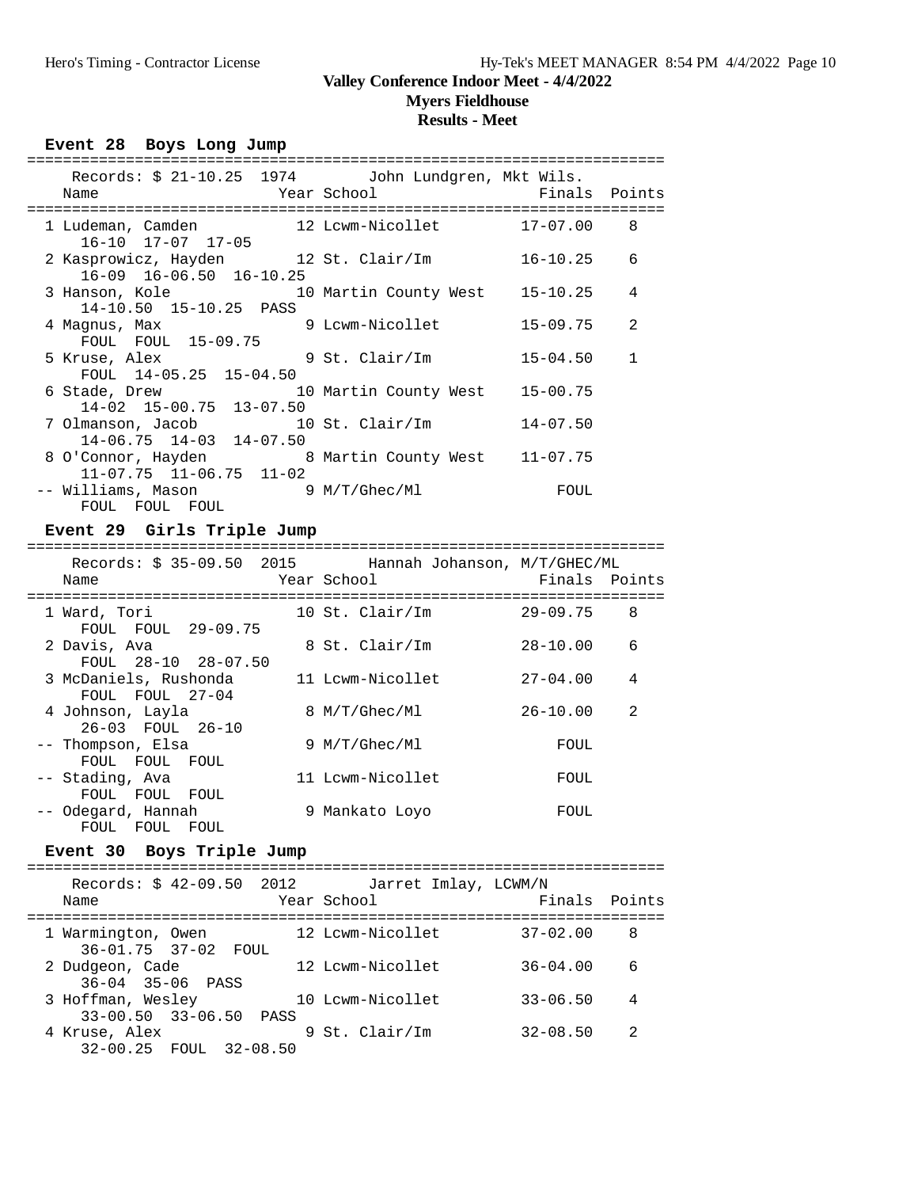Valley Conference Indoor Meet - 4/4/2022

Myers Fieldhouse

Results - Meet

### Event 28 Boys Long Jump

Records: $ 21-10.25 1974 John Lundgren, Mkt Wils.

| Place | Name | Year | School | Finals | Points |
|---|---|---|---|---|---|
| 1 | Ludeman, Camden | 12 | Lcwm-Nicollet | 17-07.00 | 8 |
| | 16-10 17-07 17-05 | | | | |
| 2 | Kasprowicz, Hayden | 12 | St. Clair/Im | 16-10.25 | 6 |
| | 16-09 16-06.50 16-10.25 | | | | |
| 3 | Hanson, Kole | 10 | Martin County West | 15-10.25 | 4 |
| | 14-10.50 15-10.25 PASS | | | | |
| 4 | Magnus, Max | 9 | Lcwm-Nicollet | 15-09.75 | 2 |
| | FOUL FOUL 15-09.75 | | | | |
| 5 | Kruse, Alex | 9 | St. Clair/Im | 15-04.50 | 1 |
| | FOUL 14-05.25 15-04.50 | | | | |
| 6 | Stade, Drew | 10 | Martin County West | 15-00.75 | |
| | 14-02 15-00.75 13-07.50 | | | | |
| 7 | Olmanson, Jacob | 10 | St. Clair/Im | 14-07.50 | |
| | 14-06.75 14-03 14-07.50 | | | | |
| 8 | O'Connor, Hayden | 8 | Martin County West | 11-07.75 | |
| | 11-07.75 11-06.75 11-02 | | | | |
| -- | Williams, Mason | 9 | M/T/Ghec/Ml | FOUL | |
| | FOUL FOUL FOUL | | | | |

### Event 29 Girls Triple Jump

Records: $ 35-09.50 2015 Hannah Johanson, M/T/GHEC/ML

| Place | Name | Year | School | Finals | Points |
|---|---|---|---|---|---|
| 1 | Ward, Tori | 10 | St. Clair/Im | 29-09.75 | 8 |
| | FOUL FOUL 29-09.75 | | | | |
| 2 | Davis, Ava | 8 | St. Clair/Im | 28-10.00 | 6 |
| | FOUL 28-10 28-07.50 | | | | |
| 3 | McDaniels, Rushonda | 11 | Lcwm-Nicollet | 27-04.00 | 4 |
| | FOUL FOUL 27-04 | | | | |
| 4 | Johnson, Layla | 8 | M/T/Ghec/Ml | 26-10.00 | 2 |
| | 26-03 FOUL 26-10 | | | | |
| -- | Thompson, Elsa | 9 | M/T/Ghec/Ml | FOUL | |
| | FOUL FOUL FOUL | | | | |
| -- | Stading, Ava | 11 | Lcwm-Nicollet | FOUL | |
| | FOUL FOUL FOUL | | | | |
| -- | Odegard, Hannah | 9 | Mankato Loyo | FOUL | |
| | FOUL FOUL FOUL | | | | |

### Event 30 Boys Triple Jump

Records: $ 42-09.50 2012 Jarret Imlay, LCWM/N

| Place | Name | Year | School | Finals | Points |
|---|---|---|---|---|---|
| 1 | Warmington, Owen | 12 | Lcwm-Nicollet | 37-02.00 | 8 |
| | 36-01.75 37-02 FOUL | | | | |
| 2 | Dudgeon, Cade | 12 | Lcwm-Nicollet | 36-04.00 | 6 |
| | 36-04 35-06 PASS | | | | |
| 3 | Hoffman, Wesley | 10 | Lcwm-Nicollet | 33-06.50 | 4 |
| | 33-00.50 33-06.50 PASS | | | | |
| 4 | Kruse, Alex | 9 | St. Clair/Im | 32-08.50 | 2 |
| | 32-00.25 FOUL 32-08.50 | | | | |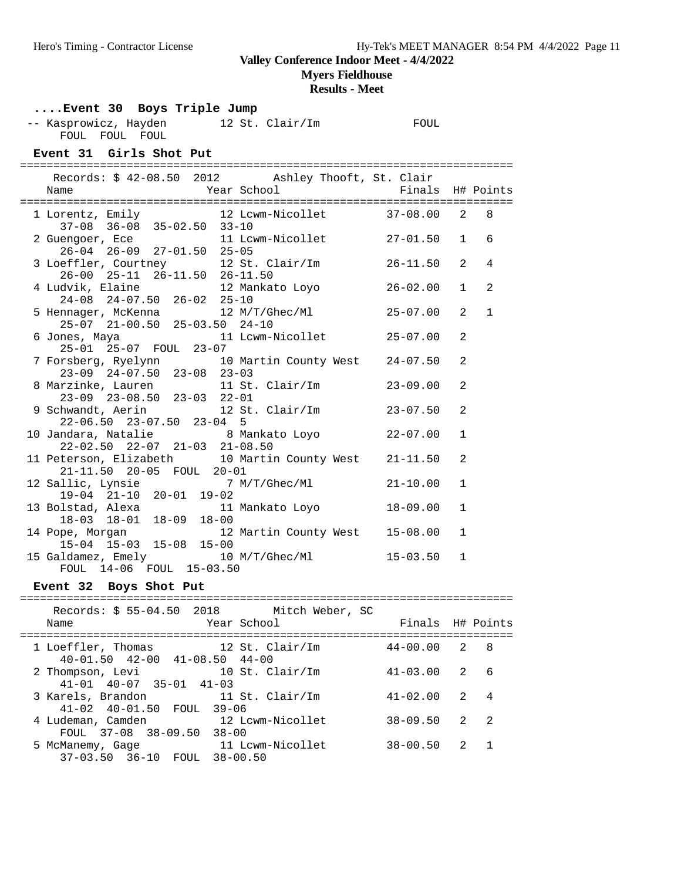**Valley Conference Indoor Meet - 4/4/2022**
**Myers Fieldhouse**
**Results - Meet**

### ....Event 30 Boys Triple Jump

```
-- Kasprowicz, Hayden        12 St. Clair/Im             FOUL
     FOUL  FOUL  FOUL
```

### Event 31 Girls Shot Put

```
=========================================================================
    Records: $ 42-08.50  2012       Ashley Thooft, St. Clair
    Name                    Year School                  Finals  H# Points
=========================================================================
  1 Lorentz, Emily          12 Lcwm-Nicollet          37-08.00   2   8
      37-08  36-08  35-02.50  33-10
  2 Guengoer, Ece           11 Lcwm-Nicollet          27-01.50   1   6
      26-04  26-09  27-01.50  25-05
  3 Loeffler, Courtney      12 St. Clair/Im           26-11.50   2   4
      26-00  25-11  26-11.50  26-11.50
  4 Ludvik, Elaine          12 Mankato Loyo           26-02.00   1   2
      24-08  24-07.50  26-02  25-10
  5 Hennager, McKenna       12 M/T/Ghec/Ml            25-07.00   2   1
      25-07  21-00.50  25-03.50  24-10
  6 Jones, Maya             11 Lcwm-Nicollet          25-07.00   2
      25-01  25-07  FOUL  23-07
  7 Forsberg, Ryelynn       10 Martin County West     24-07.50   2
      23-09  24-07.50  23-08  23-03
  8 Marzinke, Lauren        11 St. Clair/Im           23-09.00   2
      23-09  23-08.50  23-03  22-01
  9 Schwandt, Aerin         12 St. Clair/Im           23-07.50   2
      22-06.50  23-07.50  23-04  5
 10 Jandara, Natalie         8 Mankato Loyo           22-07.00   1
      22-02.50  22-07  21-03  21-08.50
 11 Peterson, Elizabeth     10 Martin County West     21-11.50   2
      21-11.50  20-05  FOUL  20-01
 12 Sallic, Lynsie           7 M/T/Ghec/Ml            21-10.00   1
      19-04  21-10  20-01  19-02
 13 Bolstad, Alexa          11 Mankato Loyo           18-09.00   1
      18-03  18-01  18-09  18-00
 14 Pope, Morgan            12 Martin County West     15-08.00   1
      15-04  15-03  15-08  15-00
 15 Galdamez, Emely         10 M/T/Ghec/Ml            15-03.50   1
      FOUL  14-06  FOUL  15-03.50
```

### Event 32 Boys Shot Put

```
=========================================================================
    Records: $ 55-04.50  2018       Mitch Weber, SC
    Name                    Year School                  Finals  H# Points
=========================================================================
  1 Loeffler, Thomas        12 St. Clair/Im           44-00.00   2   8
      40-01.50  42-00  41-08.50  44-00
  2 Thompson, Levi          10 St. Clair/Im           41-03.00   2   6
      41-01  40-07  35-01  41-03
  3 Karels, Brandon         11 St. Clair/Im           41-02.00   2   4
      41-02  40-01.50  FOUL  39-06
  4 Ludeman, Camden         12 Lcwm-Nicollet          38-09.50   2   2
      FOUL  37-08  38-09.50  38-00
  5 McManemy, Gage          11 Lcwm-Nicollet          38-00.50   2   1
      37-03.50  36-10  FOUL  38-00.50
```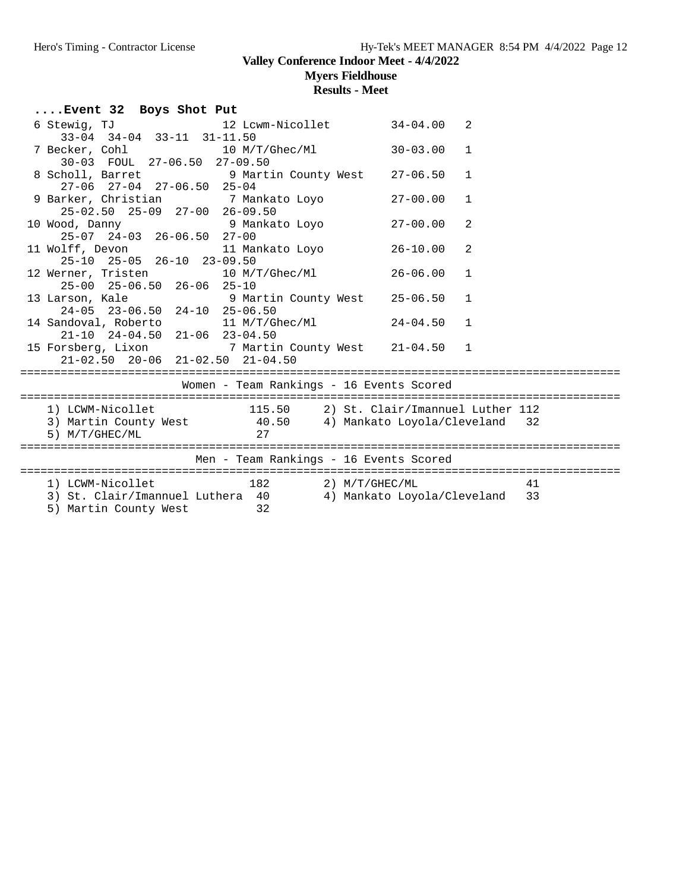# Valley Conference Indoor Meet - 4/4/2022

## Myers Fieldhouse

### Results - Meet

**....Event 32 Boys Shot Put**

| Place | Name | Year | School | Mark | Flight |
|---|---|---|---|---|---|
| 6 | Stewig, TJ | 12 | Lcwm-Nicollet | 34-04.00 | 2 |
| | 33-04 34-04 33-11 31-11.50 | | | | |
| 7 | Becker, Cohl | 10 | M/T/Ghec/Ml | 30-03.00 | 1 |
| | 30-03 FOUL 27-06.50 27-09.50 | | | | |
| 8 | Scholl, Barret | 9 | Martin County West | 27-06.50 | 1 |
| | 27-06 27-04 27-06.50 25-04 | | | | |
| 9 | Barker, Christian | 7 | Mankato Loyo | 27-00.00 | 1 |
| | 25-02.50 25-09 27-00 26-09.50 | | | | |
| 10 | Wood, Danny | 9 | Mankato Loyo | 27-00.00 | 2 |
| | 25-07 24-03 26-06.50 27-00 | | | | |
| 11 | Wolff, Devon | 11 | Mankato Loyo | 26-10.00 | 2 |
| | 25-10 25-05 26-10 23-09.50 | | | | |
| 12 | Werner, Tristen | 10 | M/T/Ghec/Ml | 26-06.00 | 1 |
| | 25-00 25-06.50 26-06 25-10 | | | | |
| 13 | Larson, Kale | 9 | Martin County West | 25-06.50 | 1 |
| | 24-05 23-06.50 24-10 25-06.50 | | | | |
| 14 | Sandoval, Roberto | 11 | M/T/Ghec/Ml | 24-04.50 | 1 |
| | 21-10 24-04.50 21-06 23-04.50 | | | | |
| 15 | Forsberg, Lixon | 7 | Martin County West | 21-04.50 | 1 |
| | 21-02.50 20-06 21-02.50 21-04.50 | | | | |

### Women - Team Rankings - 16 Events Scored

| | | | |
|---|---|---|---|
| 1) LCWM-Nicollet | 115.50 | 2) St. Clair/Imannuel Luther | 112 |
| 3) Martin County West | 40.50 | 4) Mankato Loyola/Cleveland | 32 |
| 5) M/T/GHEC/ML | 27 | | |

### Men - Team Rankings - 16 Events Scored

| | | | |
|---|---|---|---|
| 1) LCWM-Nicollet | 182 | 2) M/T/GHEC/ML | 41 |
| 3) St. Clair/Imannuel Luthera | 40 | 4) Mankato Loyola/Cleveland | 33 |
| 5) Martin County West | 32 | | |